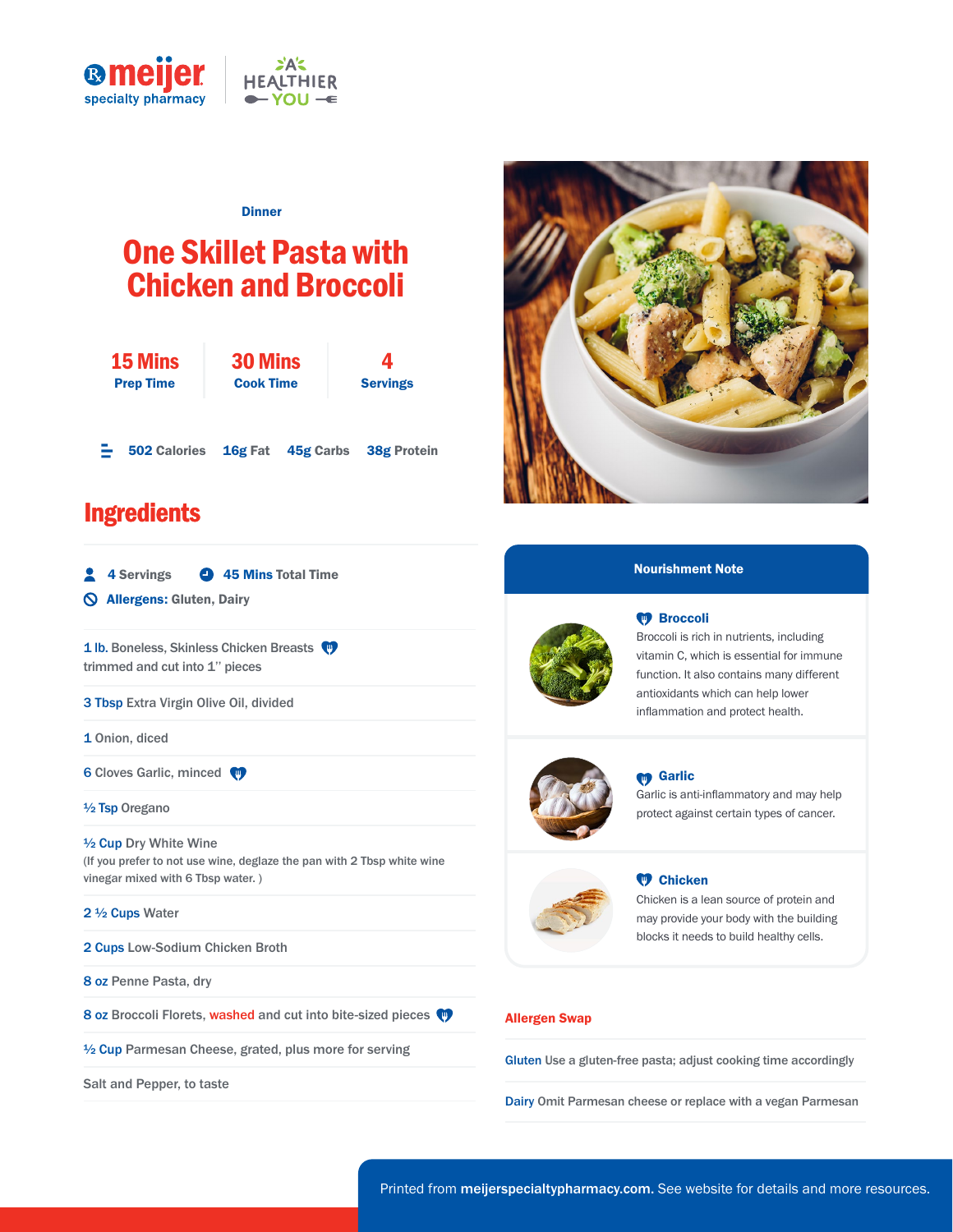meijer specialty pharmacy | A HEALTHIER YOU

Dinner

# One Skillet Pasta with Chicken and Broccoli

| 15 Mins | 30 Mins | 4 |
|---|---|---|
| Prep Time | Cook Time | Servings |

**502** Calories **16g** Fat **45g** Carbs **38g** Protein

## Ingredients

**4** Servings **45 Mins** Total Time

**Allergens:** Gluten, Dairy

- **1 lb.** Boneless, Skinless Chicken Breasts trimmed and cut into 1'' pieces
- **3 Tbsp** Extra Virgin Olive Oil, divided
- **1** Onion, diced
- **6** Cloves Garlic, minced
- **½ Tsp** Oregano
- **½ Cup** Dry White Wine (If you prefer to not use wine, deglaze the pan with 2 Tbsp white wine vinegar mixed with 6 Tbsp water. )
- **2 ½ Cups** Water
- **2 Cups** Low-Sodium Chicken Broth
- **8 oz** Penne Pasta, dry
- **8 oz** Broccoli Florets, washed and cut into bite-sized pieces
- **½ Cup** Parmesan Cheese, grated, plus more for serving
- Salt and Pepper, to taste

## Nourishment Note

**Broccoli**
Broccoli is rich in nutrients, including vitamin C, which is essential for immune function. It also contains many different antioxidants which can help lower inflammation and protect health.

**Garlic**
Garlic is anti-inflammatory and may help protect against certain types of cancer.

**Chicken**
Chicken is a lean source of protein and may provide your body with the building blocks it needs to build healthy cells.

## Allergen Swap

**Gluten** Use a gluten-free pasta; adjust cooking time accordingly

**Dairy** Omit Parmesan cheese or replace with a vegan Parmesan

Printed from **meijerspecialtypharmacy.com**. See website for details and more resources.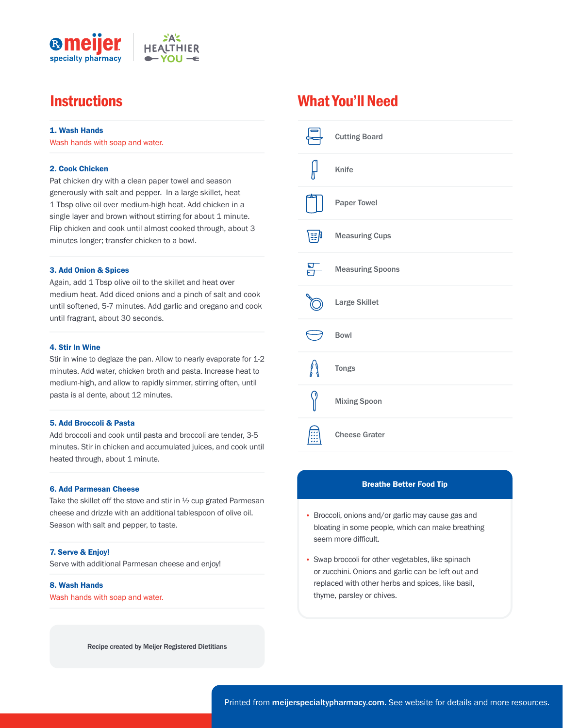## Instructions

**1. Wash Hands**

Wash hands with soap and water.

**2. Cook Chicken**

Pat chicken dry with a clean paper towel and season generously with salt and pepper. In a large skillet, heat 1 Tbsp olive oil over medium-high heat. Add chicken in a single layer and brown without stirring for about 1 minute. Flip chicken and cook until almost cooked through, about 3 minutes longer; transfer chicken to a bowl.

**3. Add Onion & Spices**

Again, add 1 Tbsp olive oil to the skillet and heat over medium heat. Add diced onions and a pinch of salt and cook until softened, 5-7 minutes. Add garlic and oregano and cook until fragrant, about 30 seconds.

**4. Stir In Wine**

Stir in wine to deglaze the pan. Allow to nearly evaporate for 1-2 minutes. Add water, chicken broth and pasta. Increase heat to medium-high, and allow to rapidly simmer, stirring often, until pasta is al dente, about 12 minutes.

**5. Add Broccoli & Pasta**

Add broccoli and cook until pasta and broccoli are tender, 3-5 minutes. Stir in chicken and accumulated juices, and cook until heated through, about 1 minute.

**6. Add Parmesan Cheese**

Take the skillet off the stove and stir in ½ cup grated Parmesan cheese and drizzle with an additional tablespoon of olive oil. Season with salt and pepper, to taste.

**7. Serve & Enjoy!**

Serve with additional Parmesan cheese and enjoy!

**8. Wash Hands**

Wash hands with soap and water.

Recipe created by Meijer Registered Dietitians

## What You'll Need

- Cutting Board
- Knife
- Paper Towel
- Measuring Cups
- Measuring Spoons
- Large Skillet
- Bowl
- Tongs
- Mixing Spoon
- Cheese Grater

### Breathe Better Food Tip

- Broccoli, onions and/or garlic may cause gas and bloating in some people, which can make breathing seem more difficult.
- Swap broccoli for other vegetables, like spinach or zucchini. Onions and garlic can be left out and replaced with other herbs and spices, like basil, thyme, parsley or chives.

Printed from **meijerspecialtypharmacy.com**. See website for details and more resources.